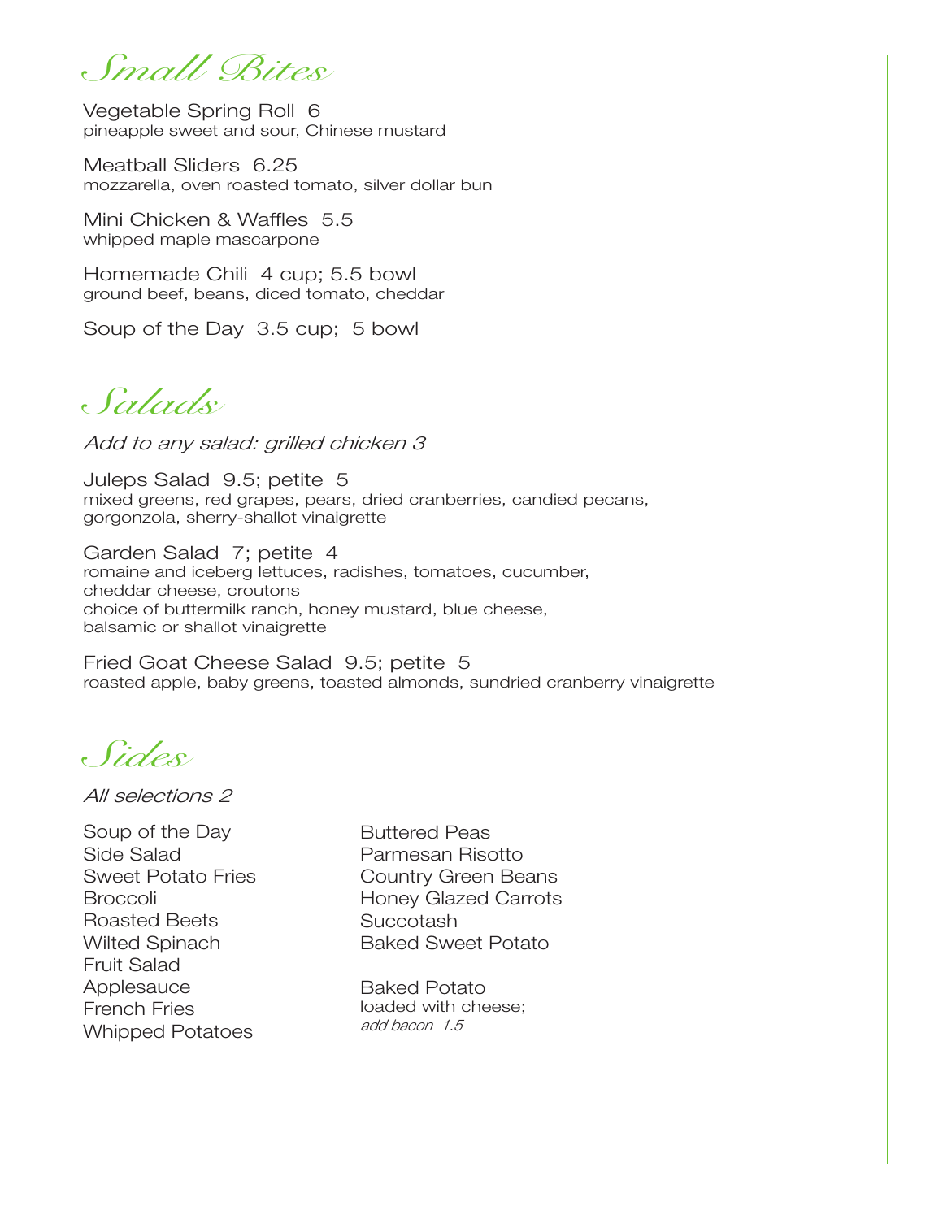# Small Bites

Vegetable Spring Roll 6
pineapple sweet and sour, Chinese mustard

Meatball Sliders 6.25
mozzarella, oven roasted tomato, silver dollar bun

Mini Chicken & Waffles 5.5
whipped maple mascarpone

Homemade Chili 4 cup; 5.5 bowl
ground beef, beans, diced tomato, cheddar

Soup of the Day 3.5 cup; 5 bowl

# Salads

*Add to any salad: grilled chicken 3*

Juleps Salad 9.5; petite 5
mixed greens, red grapes, pears, dried cranberries, candied pecans, gorgonzola, sherry-shallot vinaigrette

Garden Salad 7; petite 4
romaine and iceberg lettuces, radishes, tomatoes, cucumber, cheddar cheese, croutons
choice of buttermilk ranch, honey mustard, blue cheese, balsamic or shallot vinaigrette

Fried Goat Cheese Salad 9.5; petite 5
roasted apple, baby greens, toasted almonds, sundried cranberry vinaigrette

# Sides

*All selections 2*

Soup of the Day
Side Salad
Sweet Potato Fries
Broccoli
Roasted Beets
Wilted Spinach
Fruit Salad
Applesauce
French Fries
Whipped Potatoes
Buttered Peas
Parmesan Risotto
Country Green Beans
Honey Glazed Carrots
Succotash
Baked Sweet Potato

Baked Potato
loaded with cheese;
*add bacon 1.5*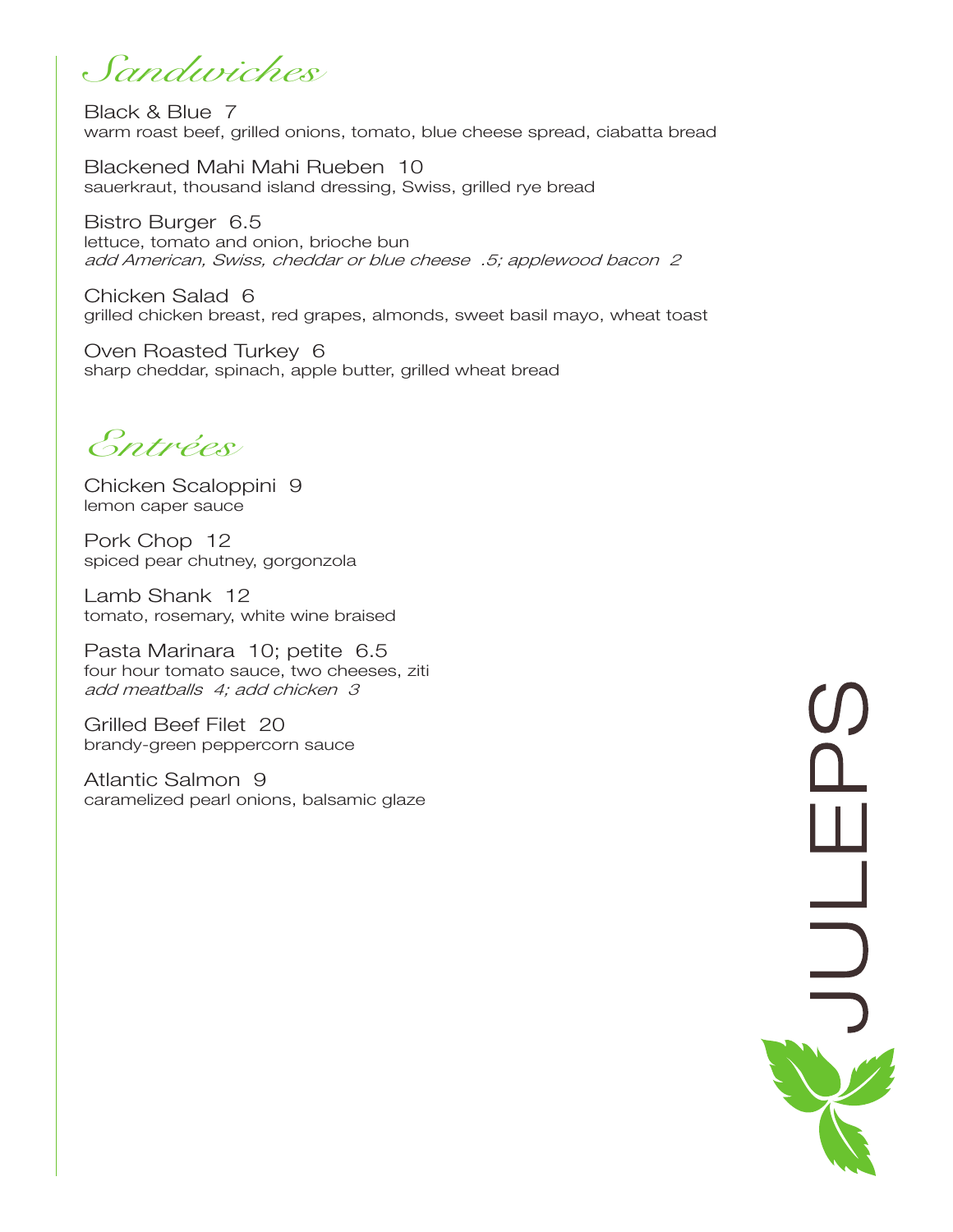## Sandwiches

Black & Blue 7
warm roast beef, grilled onions, tomato, blue cheese spread, ciabatta bread

Blackened Mahi Mahi Rueben 10
sauerkraut, thousand island dressing, Swiss, grilled rye bread

Bistro Burger 6.5
lettuce, tomato and onion, brioche bun
*add American, Swiss, cheddar or blue cheese .5; applewood bacon 2*

Chicken Salad 6
grilled chicken breast, red grapes, almonds, sweet basil mayo, wheat toast

Oven Roasted Turkey 6
sharp cheddar, spinach, apple butter, grilled wheat bread

## Entrées

Chicken Scaloppini 9
lemon caper sauce

Pork Chop 12
spiced pear chutney, gorgonzola

Lamb Shank 12
tomato, rosemary, white wine braised

Pasta Marinara 10; petite 6.5
four hour tomato sauce, two cheeses, ziti
*add meatballs 4; add chicken 3*

Grilled Beef Filet 20
brandy-green peppercorn sauce

Atlantic Salmon 9
caramelized pearl onions, balsamic glaze

JULEPS